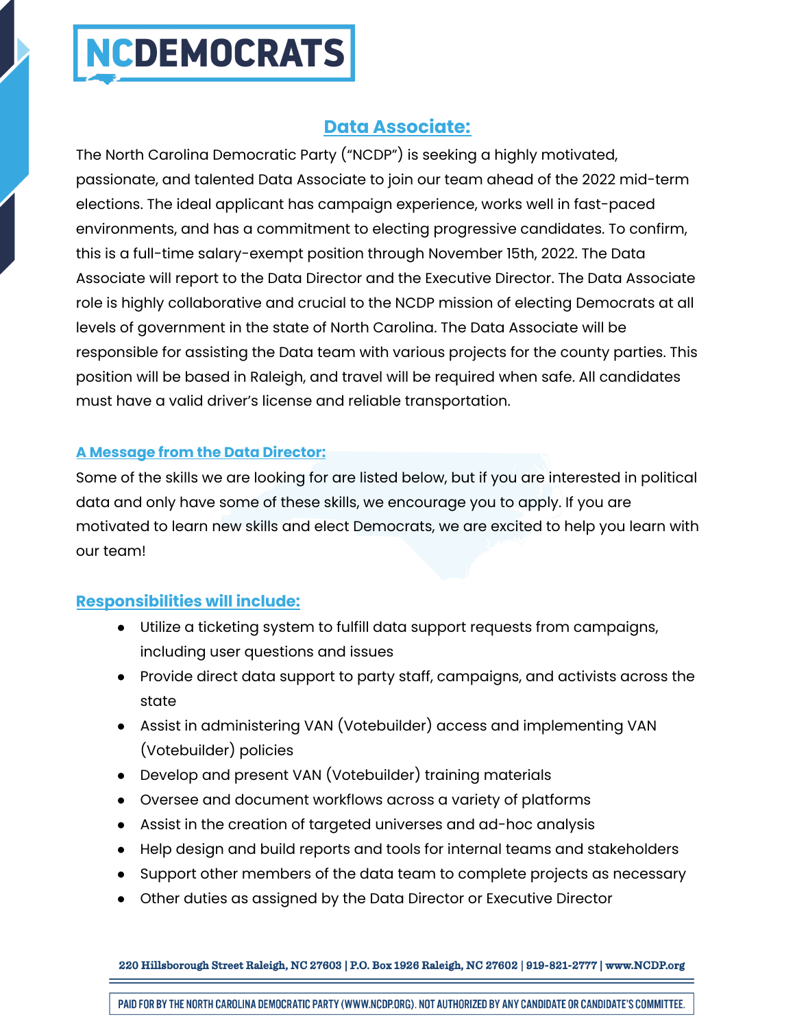# NCDEMOCRATS

## Data Associate:

The North Carolina Democratic Party ("NCDP") is seeking a highly motivated, passionate, and talented Data Associate to join our team ahead of the 2022 mid-term elections. The ideal applicant has campaign experience, works well in fast-paced environments, and has a commitment to electing progressive candidates. To confirm, this is a full-time salary-exempt position through November 15th, 2022. The Data Associate will report to the Data Director and the Executive Director. The Data Associate role is highly collaborative and crucial to the NCDP mission of electing Democrats at all levels of government in the state of North Carolina. The Data Associate will be responsible for assisting the Data team with various projects for the county parties. This position will be based in Raleigh, and travel will be required when safe. All candidates must have a valid driver's license and reliable transportation.

### A Message from the Data Director:

Some of the skills we are looking for are listed below, but if you are interested in political data and only have some of these skills, we encourage you to apply. If you are motivated to learn new skills and elect Democrats, we are excited to help you learn with our team!

### Responsibilities will include:

- Utilize a ticketing system to fulfill data support requests from campaigns, including user questions and issues
- Provide direct data support to party staff, campaigns, and activists across the state
- Assist in administering VAN (Votebuilder) access and implementing VAN (Votebuilder) policies
- Develop and present VAN (Votebuilder) training materials
- Oversee and document workflows across a variety of platforms
- Assist in the creation of targeted universes and ad-hoc analysis
- Help design and build reports and tools for internal teams and stakeholders
- Support other members of the data team to complete projects as necessary
- Other duties as assigned by the Data Director or Executive Director

220 Hillsborough Street Raleigh, NC 27603 | P.O. Box 1926 Raleigh, NC 27602 | 919-821-2777 | www.NCDP.org

PAID FOR BY THE NORTH CAROLINA DEMOCRATIC PARTY (WWW.NCDP.ORG). NOT AUTHORIZED BY ANY CANDIDATE OR CANDIDATE'S COMMITTEE.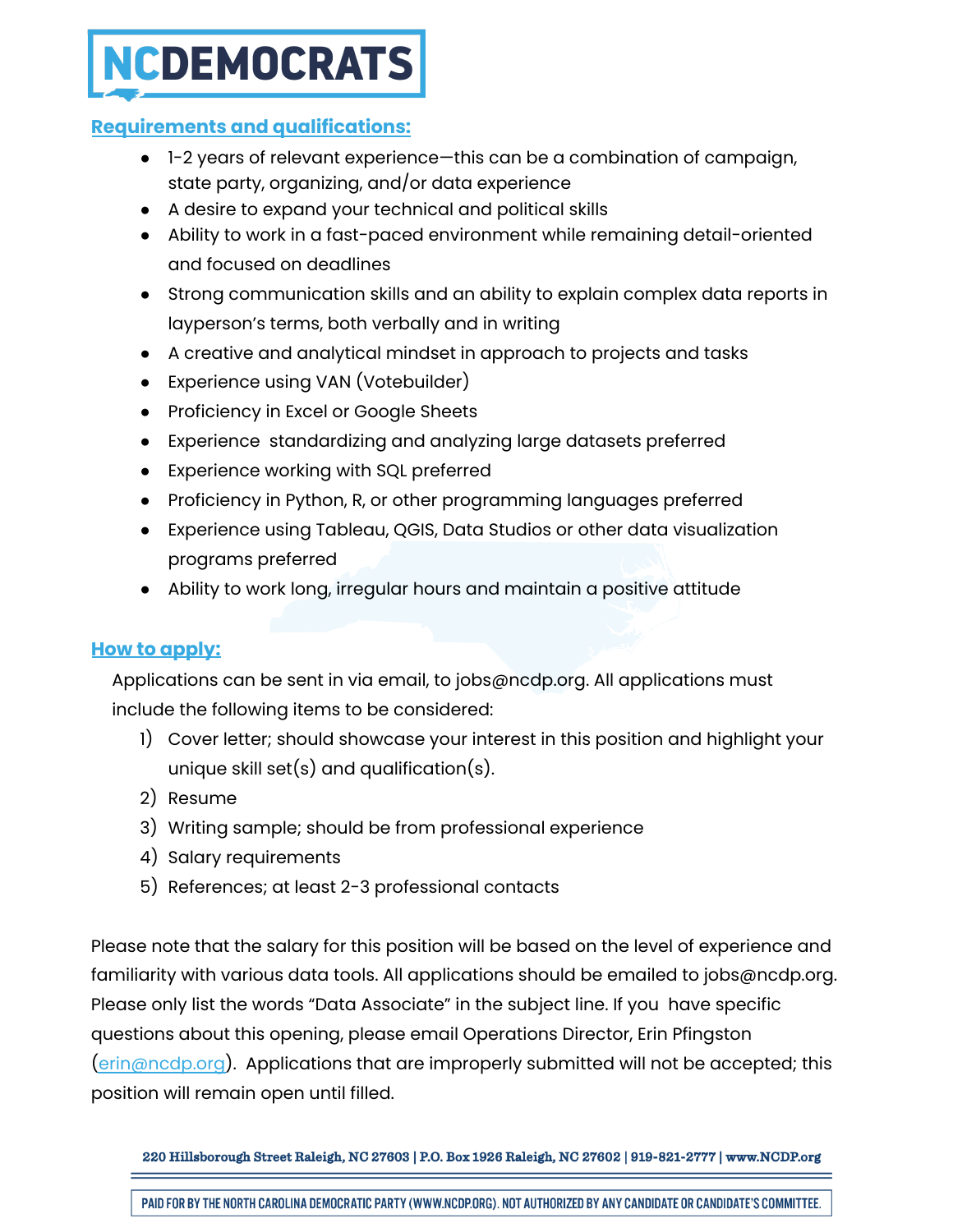## Requirements and qualifications:

- 1-2 years of relevant experience—this can be a combination of campaign, state party, organizing, and/or data experience
- A desire to expand your technical and political skills
- Ability to work in a fast-paced environment while remaining detail-oriented and focused on deadlines
- Strong communication skills and an ability to explain complex data reports in layperson's terms, both verbally and in writing
- A creative and analytical mindset in approach to projects and tasks
- Experience using VAN (Votebuilder)
- Proficiency in Excel or Google Sheets
- Experience standardizing and analyzing large datasets preferred
- Experience working with SQL preferred
- Proficiency in Python, R, or other programming languages preferred
- Experience using Tableau, QGIS, Data Studios or other data visualization programs preferred
- Ability to work long, irregular hours and maintain a positive attitude

## How to apply:

Applications can be sent in via email, to jobs@ncdp.org. All applications must include the following items to be considered:

1) Cover letter; should showcase your interest in this position and highlight your unique skill set(s) and qualification(s).
2) Resume
3) Writing sample; should be from professional experience
4) Salary requirements
5) References; at least 2-3 professional contacts

Please note that the salary for this position will be based on the level of experience and familiarity with various data tools. All applications should be emailed to jobs@ncdp.org. Please only list the words "Data Associate" in the subject line. If you have specific questions about this opening, please email Operations Director, Erin Pfingston (erin@ncdp.org). Applications that are improperly submitted will not be accepted; this position will remain open until filled.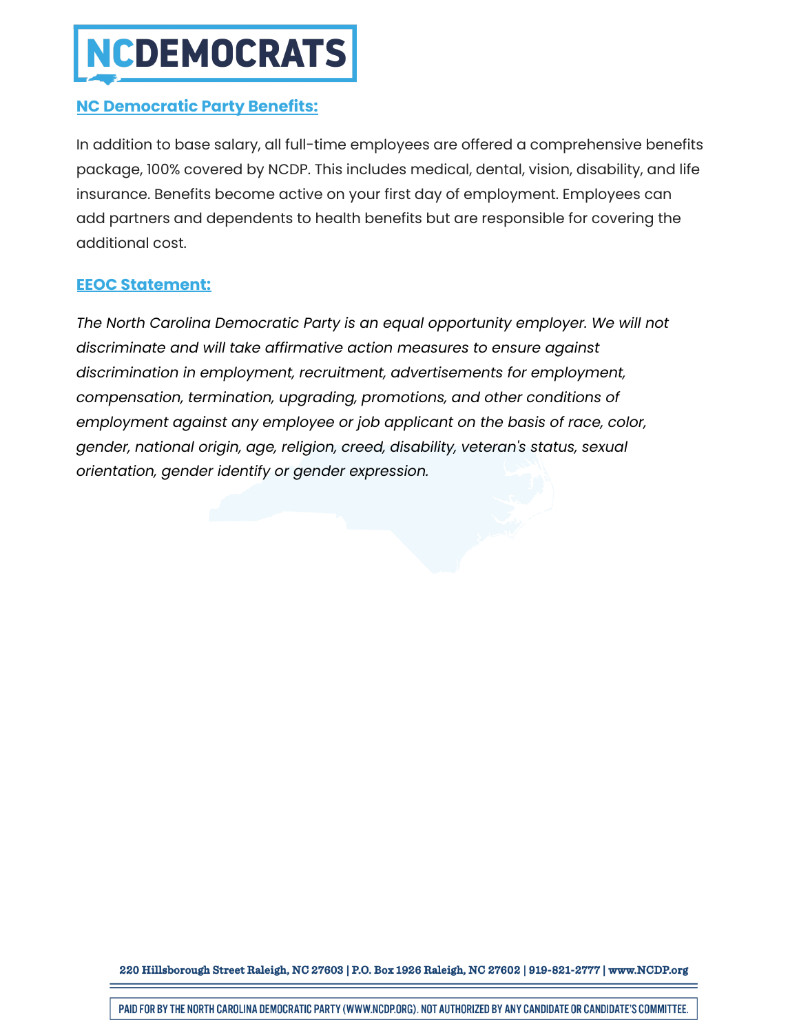## NC Democratic Party Benefits:

In addition to base salary, all full-time employees are offered a comprehensive benefits package, 100% covered by NCDP. This includes medical, dental, vision, disability, and life insurance. Benefits become active on your first day of employment. Employees can add partners and dependents to health benefits but are responsible for covering the additional cost.

## EEOC Statement:

*The North Carolina Democratic Party is an equal opportunity employer. We will not discriminate and will take affirmative action measures to ensure against discrimination in employment, recruitment, advertisements for employment, compensation, termination, upgrading, promotions, and other conditions of employment against any employee or job applicant on the basis of race, color, gender, national origin, age, religion, creed, disability, veteran's status, sexual orientation, gender identify or gender expression.*